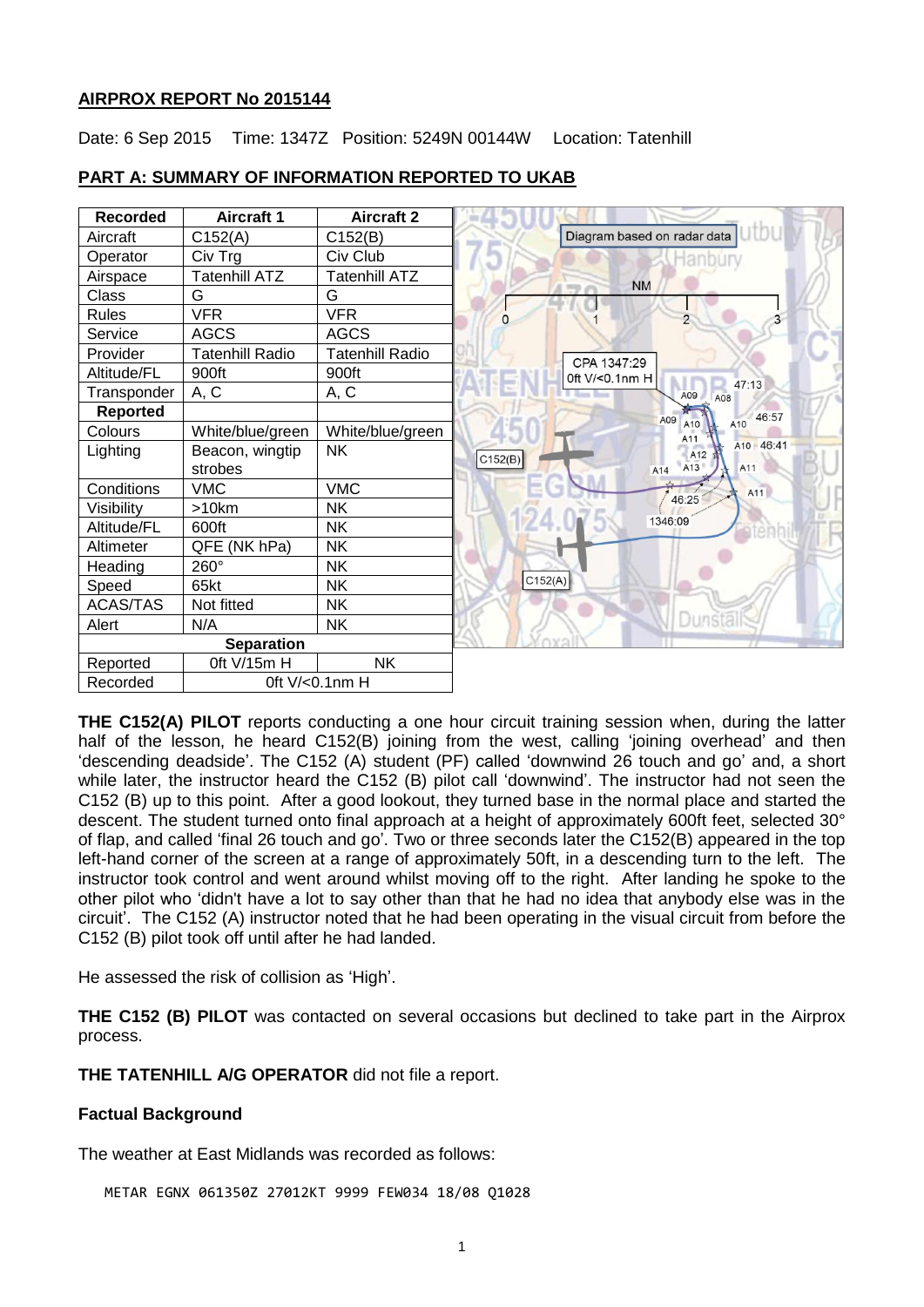**AIRPROX REPORT No 2015144**

Date: 6 Sep 2015 Time: 1347Z Position: 5249N 00144W Location: Tatenhill

**PART A: SUMMARY OF INFORMATION REPORTED TO UKAB**

| Recorded | Aircraft 1 | Aircraft 2 |
|---|---|---|
| Aircraft | C152(A) | C152(B) |
| Operator | Civ Trg | Civ Club |
| Airspace | Tatenhill ATZ | Tatenhill ATZ |
| Class | G | G |
| Rules | VFR | VFR |
| Service | AGCS | AGCS |
| Provider | Tatenhill Radio | Tatenhill Radio |
| Altitude/FL | 900ft | 900ft |
| Transponder | A, C | A, C |
| **Reported** | | |
| Colours | White/blue/green | White/blue/green |
| Lighting | Beacon, wingtip strobes | NK |
| Conditions | VMC | VMC |
| Visibility | >10km | NK |
| Altitude/FL | 600ft | NK |
| Altimeter | QFE (NK hPa) | NK |
| Heading | 260° | NK |
| Speed | 65kt | NK |
| ACAS/TAS | Not fitted | NK |
| Alert | N/A | NK |
| **Separation** | | |
| Reported | 0ft V/15m H | NK |
| Recorded | 0ft V/<0.1nm H | |

**THE C152(A) PILOT** reports conducting a one hour circuit training session when, during the latter half of the lesson, he heard C152(B) joining from the west, calling 'joining overhead' and then 'descending deadside'. The C152 (A) student (PF) called 'downwind 26 touch and go' and, a short while later, the instructor heard the C152 (B) pilot call 'downwind'. The instructor had not seen the C152 (B) up to this point. After a good lookout, they turned base in the normal place and started the descent. The student turned onto final approach at a height of approximately 600ft feet, selected 30° of flap, and called 'final 26 touch and go'. Two or three seconds later the C152(B) appeared in the top left-hand corner of the screen at a range of approximately 50ft, in a descending turn to the left. The instructor took control and went around whilst moving off to the right. After landing he spoke to the other pilot who 'didn't have a lot to say other than that he had no idea that anybody else was in the circuit'. The C152 (A) instructor noted that he had been operating in the visual circuit from before the C152 (B) pilot took off until after he had landed.

He assessed the risk of collision as 'High'.

**THE C152 (B) PILOT** was contacted on several occasions but declined to take part in the Airprox process.

**THE TATENHILL A/G OPERATOR** did not file a report.

**Factual Background**

The weather at East Midlands was recorded as follows:

```
METAR EGNX 061350Z 27012KT 9999 FEW034 18/08 Q1028
```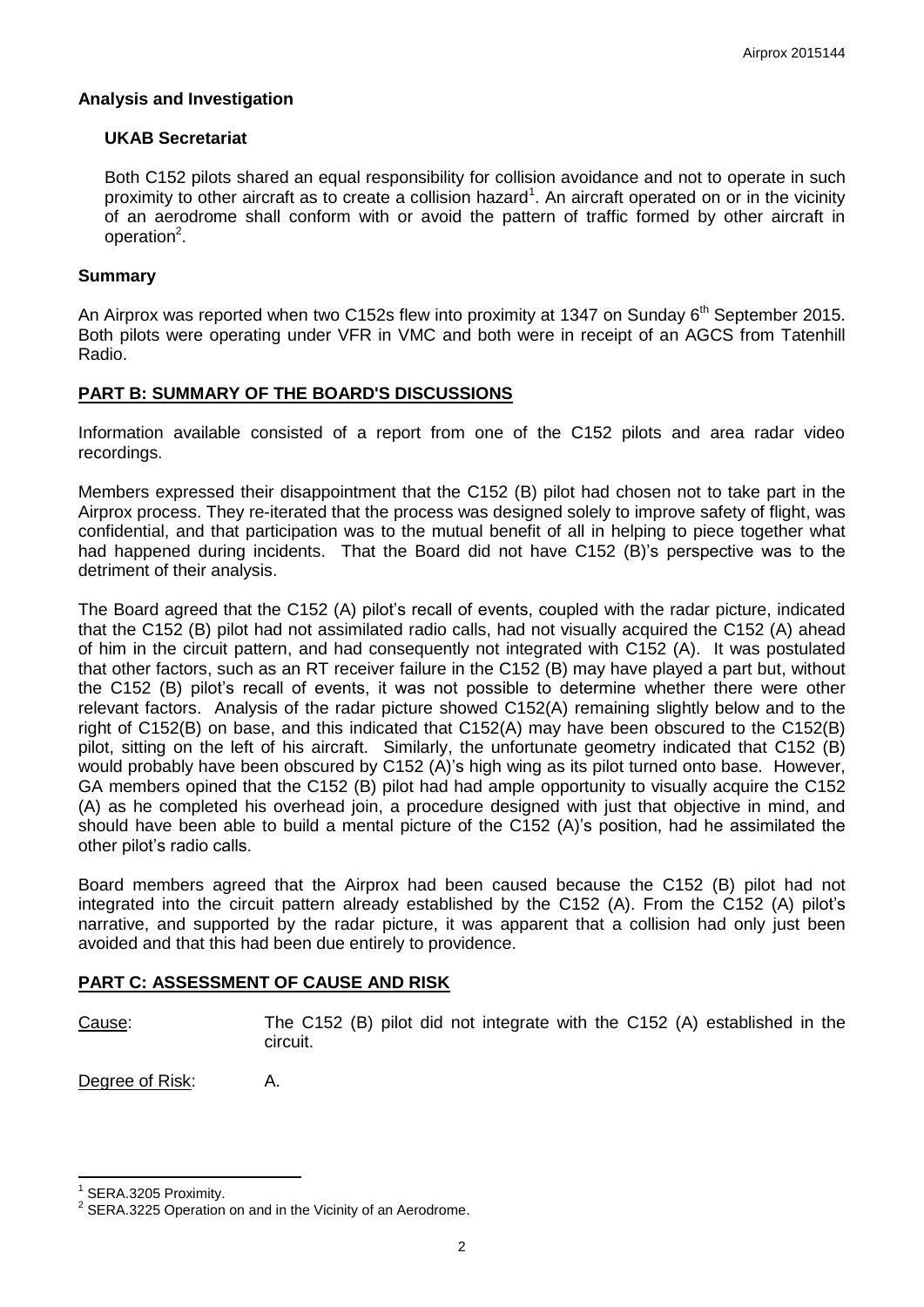### Analysis and Investigation

#### UKAB Secretariat

Both C152 pilots shared an equal responsibility for collision avoidance and not to operate in such proximity to other aircraft as to create a collision hazard[1]. An aircraft operated on or in the vicinity of an aerodrome shall conform with or avoid the pattern of traffic formed by other aircraft in operation[2].

### Summary

An Airprox was reported when two C152s flew into proximity at 1347 on Sunday 6th September 2015. Both pilots were operating under VFR in VMC and both were in receipt of an AGCS from Tatenhill Radio.

## PART B: SUMMARY OF THE BOARD'S DISCUSSIONS

Information available consisted of a report from one of the C152 pilots and area radar video recordings.

Members expressed their disappointment that the C152 (B) pilot had chosen not to take part in the Airprox process. They re-iterated that the process was designed solely to improve safety of flight, was confidential, and that participation was to the mutual benefit of all in helping to piece together what had happened during incidents. That the Board did not have C152 (B)'s perspective was to the detriment of their analysis.

The Board agreed that the C152 (A) pilot's recall of events, coupled with the radar picture, indicated that the C152 (B) pilot had not assimilated radio calls, had not visually acquired the C152 (A) ahead of him in the circuit pattern, and had consequently not integrated with C152 (A). It was postulated that other factors, such as an RT receiver failure in the C152 (B) may have played a part but, without the C152 (B) pilot's recall of events, it was not possible to determine whether there were other relevant factors. Analysis of the radar picture showed C152(A) remaining slightly below and to the right of C152(B) on base, and this indicated that C152(A) may have been obscured to the C152(B) pilot, sitting on the left of his aircraft. Similarly, the unfortunate geometry indicated that C152 (B) would probably have been obscured by C152 (A)'s high wing as its pilot turned onto base. However, GA members opined that the C152 (B) pilot had had ample opportunity to visually acquire the C152 (A) as he completed his overhead join, a procedure designed with just that objective in mind, and should have been able to build a mental picture of the C152 (A)'s position, had he assimilated the other pilot's radio calls.

Board members agreed that the Airprox had been caused because the C152 (B) pilot had not integrated into the circuit pattern already established by the C152 (A). From the C152 (A) pilot's narrative, and supported by the radar picture, it was apparent that a collision had only just been avoided and that this had been due entirely to providence.

## PART C: ASSESSMENT OF CAUSE AND RISK

Cause: The C152 (B) pilot did not integrate with the C152 (A) established in the circuit.

Degree of Risk: A.

---

[1] SERA.3205 Proximity.

[2] SERA.3225 Operation on and in the Vicinity of an Aerodrome.